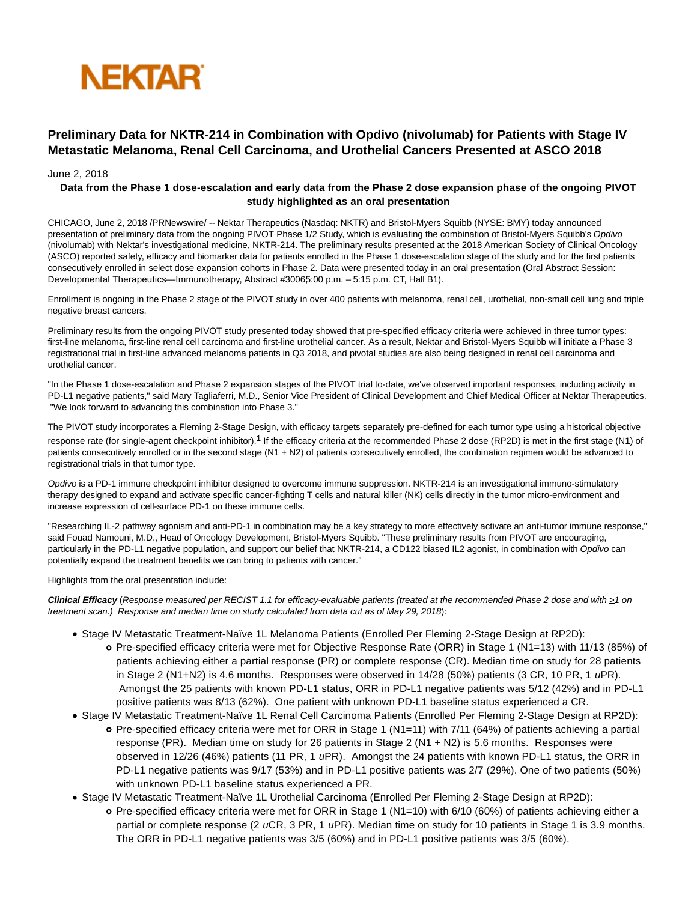NEKTAR

# Preliminary Data for NKTR-214 in Combination with Opdivo (nivolumab) for Patients with Stage IV Metastatic Melanoma, Renal Cell Carcinoma, and Urothelial Cancers Presented at ASCO 2018

June 2, 2018

**Data from the Phase 1 dose-escalation and early data from the Phase 2 dose expansion phase of the ongoing PIVOT study highlighted as an oral presentation**

CHICAGO, June 2, 2018 /PRNewswire/ -- Nektar Therapeutics (Nasdaq: NKTR) and Bristol-Myers Squibb (NYSE: BMY) today announced presentation of preliminary data from the ongoing PIVOT Phase 1/2 Study, which is evaluating the combination of Bristol-Myers Squibb's *Opdivo* (nivolumab) with Nektar's investigational medicine, NKTR-214. The preliminary results presented at the 2018 American Society of Clinical Oncology (ASCO) reported safety, efficacy and biomarker data for patients enrolled in the Phase 1 dose-escalation stage of the study and for the first patients consecutively enrolled in select dose expansion cohorts in Phase 2. Data were presented today in an oral presentation (Oral Abstract Session: Developmental Therapeutics—Immunotherapy, Abstract #30065:00 p.m. – 5:15 p.m. CT, Hall B1).

Enrollment is ongoing in the Phase 2 stage of the PIVOT study in over 400 patients with melanoma, renal cell, urothelial, non-small cell lung and triple negative breast cancers.

Preliminary results from the ongoing PIVOT study presented today showed that pre-specified efficacy criteria were achieved in three tumor types: first-line melanoma, first-line renal cell carcinoma and first-line urothelial cancer. As a result, Nektar and Bristol-Myers Squibb will initiate a Phase 3 registrational trial in first-line advanced melanoma patients in Q3 2018, and pivotal studies are also being designed in renal cell carcinoma and urothelial cancer.

"In the Phase 1 dose-escalation and Phase 2 expansion stages of the PIVOT trial to-date, we've observed important responses, including activity in PD-L1 negative patients," said Mary Tagliaferri, M.D., Senior Vice President of Clinical Development and Chief Medical Officer at Nektar Therapeutics. "We look forward to advancing this combination into Phase 3."

The PIVOT study incorporates a Fleming 2-Stage Design, with efficacy targets separately pre-defined for each tumor type using a historical objective response rate (for single-agent checkpoint inhibitor).[1] If the efficacy criteria at the recommended Phase 2 dose (RP2D) is met in the first stage (N1) of patients consecutively enrolled or in the second stage (N1 + N2) of patients consecutively enrolled, the combination regimen would be advanced to registrational trials in that tumor type.

*Opdivo* is a PD-1 immune checkpoint inhibitor designed to overcome immune suppression. NKTR-214 is an investigational immuno-stimulatory therapy designed to expand and activate specific cancer-fighting T cells and natural killer (NK) cells directly in the tumor micro-environment and increase expression of cell-surface PD-1 on these immune cells.

"Researching IL-2 pathway agonism and anti-PD-1 in combination may be a key strategy to more effectively activate an anti-tumor immune response," said Fouad Namouni, M.D., Head of Oncology Development, Bristol-Myers Squibb. "These preliminary results from PIVOT are encouraging, particularly in the PD-L1 negative population, and support our belief that NKTR-214, a CD122 biased IL2 agonist, in combination with *Opdivo* can potentially expand the treatment benefits we can bring to patients with cancer."

Highlights from the oral presentation include:

***Clinical Efficacy*** (*Response measured per RECIST 1.1 for efficacy-evaluable patients (treated at the recommended Phase 2 dose and with ≥1 on treatment scan.) Response and median time on study calculated from data cut as of May 29, 2018*):

- Stage IV Metastatic Treatment-Naïve 1L Melanoma Patients (Enrolled Per Fleming 2-Stage Design at RP2D):
  - Pre-specified efficacy criteria were met for Objective Response Rate (ORR) in Stage 1 (N1=13) with 11/13 (85%) of patients achieving either a partial response (PR) or complete response (CR). Median time on study for 28 patients in Stage 2 (N1+N2) is 4.6 months. Responses were observed in 14/28 (50%) patients (3 CR, 10 PR, 1 *u*PR). Amongst the 25 patients with known PD-L1 status, ORR in PD-L1 negative patients was 5/12 (42%) and in PD-L1 positive patients was 8/13 (62%). One patient with unknown PD-L1 baseline status experienced a CR.
- Stage IV Metastatic Treatment-Naïve 1L Renal Cell Carcinoma Patients (Enrolled Per Fleming 2-Stage Design at RP2D):
  - Pre-specified efficacy criteria were met for ORR in Stage 1 (N1=11) with 7/11 (64%) of patients achieving a partial response (PR). Median time on study for 26 patients in Stage 2 (N1 + N2) is 5.6 months. Responses were observed in 12/26 (46%) patients (11 PR, 1 *u*PR). Amongst the 24 patients with known PD-L1 status, the ORR in PD-L1 negative patients was 9/17 (53%) and in PD-L1 positive patients was 2/7 (29%). One of two patients (50%) with unknown PD-L1 baseline status experienced a PR.
- Stage IV Metastatic Treatment-Naïve 1L Urothelial Carcinoma (Enrolled Per Fleming 2-Stage Design at RP2D):
  - Pre-specified efficacy criteria were met for ORR in Stage 1 (N1=10) with 6/10 (60%) of patients achieving either a partial or complete response (2 *u*CR, 3 PR, 1 *u*PR). Median time on study for 10 patients in Stage 1 is 3.9 months. The ORR in PD-L1 negative patients was 3/5 (60%) and in PD-L1 positive patients was 3/5 (60%).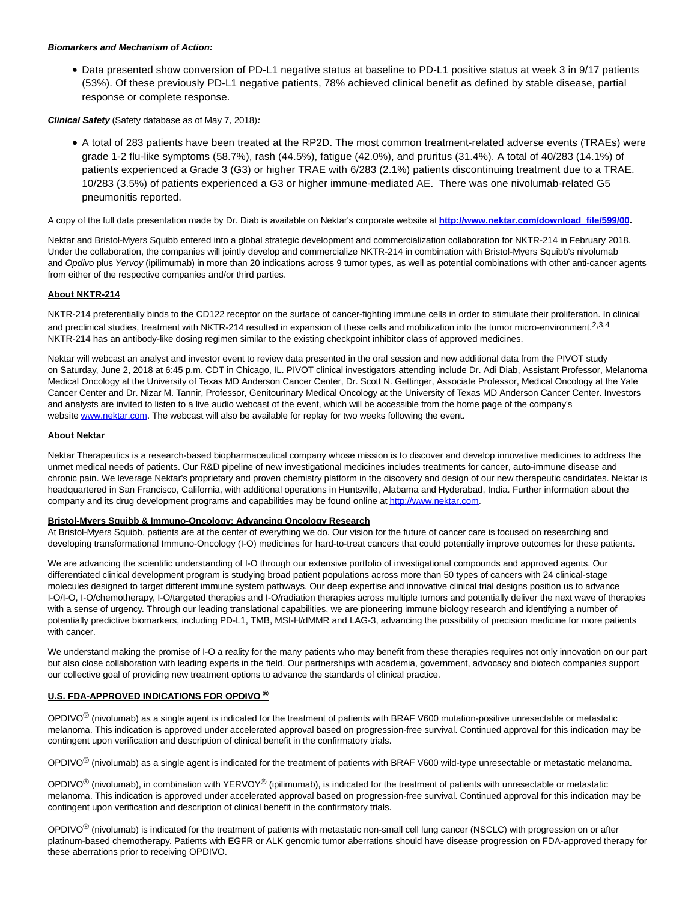***Biomarkers and Mechanism of Action:***

- Data presented show conversion of PD-L1 negative status at baseline to PD-L1 positive status at week 3 in 9/17 patients (53%). Of these previously PD-L1 negative patients, 78% achieved clinical benefit as defined by stable disease, partial response or complete response.

***Clinical Safety*** (Safety database as of May 7, 2018)***:***

- A total of 283 patients have been treated at the RP2D. The most common treatment-related adverse events (TRAEs) were grade 1-2 flu-like symptoms (58.7%), rash (44.5%), fatigue (42.0%), and pruritus (31.4%). A total of 40/283 (14.1%) of patients experienced a Grade 3 (G3) or higher TRAE with 6/283 (2.1%) patients discontinuing treatment due to a TRAE. 10/283 (3.5%) of patients experienced a G3 or higher immune-mediated AE. There was one nivolumab-related G5 pneumonitis reported.

A copy of the full data presentation made by Dr. Diab is available on Nektar's corporate website at **http://www.nektar.com/download_file/599/00.**

Nektar and Bristol-Myers Squibb entered into a global strategic development and commercialization collaboration for NKTR-214 in February 2018. Under the collaboration, the companies will jointly develop and commercialize NKTR-214 in combination with Bristol-Myers Squibb's nivolumab and *Opdivo* plus *Yervoy* (ipilimumab) in more than 20 indications across 9 tumor types, as well as potential combinations with other anti-cancer agents from either of the respective companies and/or third parties.

## About NKTR-214

NKTR-214 preferentially binds to the CD122 receptor on the surface of cancer-fighting immune cells in order to stimulate their proliferation. In clinical and preclinical studies, treatment with NKTR-214 resulted in expansion of these cells and mobilization into the tumor micro-environment.[2,3,4] NKTR-214 has an antibody-like dosing regimen similar to the existing checkpoint inhibitor class of approved medicines.

Nektar will webcast an analyst and investor event to review data presented in the oral session and new additional data from the PIVOT study on Saturday, June 2, 2018 at 6:45 p.m. CDT in Chicago, IL. PIVOT clinical investigators attending include Dr. Adi Diab, Assistant Professor, Melanoma Medical Oncology at the University of Texas MD Anderson Cancer Center, Dr. Scott N. Gettinger, Associate Professor, Medical Oncology at the Yale Cancer Center and Dr. Nizar M. Tannir, Professor, Genitourinary Medical Oncology at the University of Texas MD Anderson Cancer Center. Investors and analysts are invited to listen to a live audio webcast of the event, which will be accessible from the home page of the company's website www.nektar.com. The webcast will also be available for replay for two weeks following the event.

## About Nektar

Nektar Therapeutics is a research-based biopharmaceutical company whose mission is to discover and develop innovative medicines to address the unmet medical needs of patients. Our R&D pipeline of new investigational medicines includes treatments for cancer, auto-immune disease and chronic pain. We leverage Nektar's proprietary and proven chemistry platform in the discovery and design of our new therapeutic candidates. Nektar is headquartered in San Francisco, California, with additional operations in Huntsville, Alabama and Hyderabad, India. Further information about the company and its drug development programs and capabilities may be found online at http://www.nektar.com.

## Bristol-Myers Squibb & Immuno-Oncology: Advancing Oncology Research

At Bristol-Myers Squibb, patients are at the center of everything we do. Our vision for the future of cancer care is focused on researching and developing transformational Immuno-Oncology (I-O) medicines for hard-to-treat cancers that could potentially improve outcomes for these patients.

We are advancing the scientific understanding of I-O through our extensive portfolio of investigational compounds and approved agents. Our differentiated clinical development program is studying broad patient populations across more than 50 types of cancers with 24 clinical-stage molecules designed to target different immune system pathways. Our deep expertise and innovative clinical trial designs position us to advance I-O/I-O, I-O/chemotherapy, I-O/targeted therapies and I-O/radiation therapies across multiple tumors and potentially deliver the next wave of therapies with a sense of urgency. Through our leading translational capabilities, we are pioneering immune biology research and identifying a number of potentially predictive biomarkers, including PD-L1, TMB, MSI-H/dMMR and LAG-3, advancing the possibility of precision medicine for more patients with cancer.

We understand making the promise of I-O a reality for the many patients who may benefit from these therapies requires not only innovation on our part but also close collaboration with leading experts in the field. Our partnerships with academia, government, advocacy and biotech companies support our collective goal of providing new treatment options to advance the standards of clinical practice.

## U.S. FDA-APPROVED INDICATIONS FOR OPDIVO ®

OPDIVO® (nivolumab) as a single agent is indicated for the treatment of patients with BRAF V600 mutation-positive unresectable or metastatic melanoma. This indication is approved under accelerated approval based on progression-free survival. Continued approval for this indication may be contingent upon verification and description of clinical benefit in the confirmatory trials.

OPDIVO® (nivolumab) as a single agent is indicated for the treatment of patients with BRAF V600 wild-type unresectable or metastatic melanoma.

OPDIVO® (nivolumab), in combination with YERVOY® (ipilimumab), is indicated for the treatment of patients with unresectable or metastatic melanoma. This indication is approved under accelerated approval based on progression-free survival. Continued approval for this indication may be contingent upon verification and description of clinical benefit in the confirmatory trials.

OPDIVO® (nivolumab) is indicated for the treatment of patients with metastatic non-small cell lung cancer (NSCLC) with progression on or after platinum-based chemotherapy. Patients with EGFR or ALK genomic tumor aberrations should have disease progression on FDA-approved therapy for these aberrations prior to receiving OPDIVO.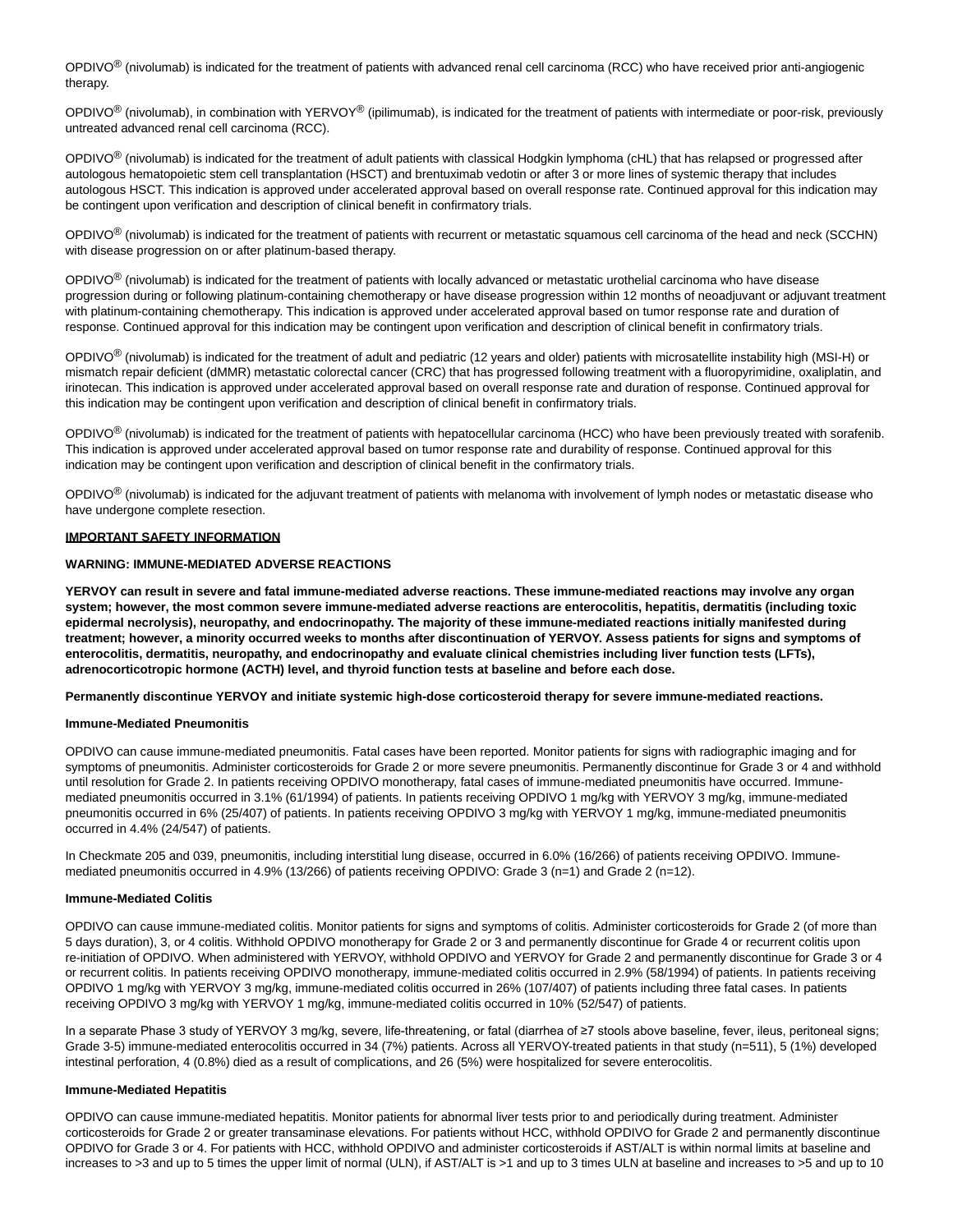OPDIVO® (nivolumab) is indicated for the treatment of patients with advanced renal cell carcinoma (RCC) who have received prior anti-angiogenic therapy.

OPDIVO® (nivolumab), in combination with YERVOY® (ipilimumab), is indicated for the treatment of patients with intermediate or poor-risk, previously untreated advanced renal cell carcinoma (RCC).

OPDIVO® (nivolumab) is indicated for the treatment of adult patients with classical Hodgkin lymphoma (cHL) that has relapsed or progressed after autologous hematopoietic stem cell transplantation (HSCT) and brentuximab vedotin or after 3 or more lines of systemic therapy that includes autologous HSCT. This indication is approved under accelerated approval based on overall response rate. Continued approval for this indication may be contingent upon verification and description of clinical benefit in confirmatory trials.

OPDIVO® (nivolumab) is indicated for the treatment of patients with recurrent or metastatic squamous cell carcinoma of the head and neck (SCCHN) with disease progression on or after platinum-based therapy.

OPDIVO® (nivolumab) is indicated for the treatment of patients with locally advanced or metastatic urothelial carcinoma who have disease progression during or following platinum-containing chemotherapy or have disease progression within 12 months of neoadjuvant or adjuvant treatment with platinum-containing chemotherapy. This indication is approved under accelerated approval based on tumor response rate and duration of response. Continued approval for this indication may be contingent upon verification and description of clinical benefit in confirmatory trials.

OPDIVO® (nivolumab) is indicated for the treatment of adult and pediatric (12 years and older) patients with microsatellite instability high (MSI-H) or mismatch repair deficient (dMMR) metastatic colorectal cancer (CRC) that has progressed following treatment with a fluoropyrimidine, oxaliplatin, and irinotecan. This indication is approved under accelerated approval based on overall response rate and duration of response. Continued approval for this indication may be contingent upon verification and description of clinical benefit in confirmatory trials.

OPDIVO® (nivolumab) is indicated for the treatment of patients with hepatocellular carcinoma (HCC) who have been previously treated with sorafenib. This indication is approved under accelerated approval based on tumor response rate and durability of response. Continued approval for this indication may be contingent upon verification and description of clinical benefit in the confirmatory trials.

OPDIVO® (nivolumab) is indicated for the adjuvant treatment of patients with melanoma with involvement of lymph nodes or metastatic disease who have undergone complete resection.

**IMPORTANT SAFETY INFORMATION**

**WARNING: IMMUNE-MEDIATED ADVERSE REACTIONS**

**YERVOY can result in severe and fatal immune-mediated adverse reactions. These immune-mediated reactions may involve any organ system; however, the most common severe immune-mediated adverse reactions are enterocolitis, hepatitis, dermatitis (including toxic epidermal necrolysis), neuropathy, and endocrinopathy. The majority of these immune-mediated reactions initially manifested during treatment; however, a minority occurred weeks to months after discontinuation of YERVOY. Assess patients for signs and symptoms of enterocolitis, dermatitis, neuropathy, and endocrinopathy and evaluate clinical chemistries including liver function tests (LFTs), adrenocorticotropic hormone (ACTH) level, and thyroid function tests at baseline and before each dose.**

**Permanently discontinue YERVOY and initiate systemic high-dose corticosteroid therapy for severe immune-mediated reactions.**

**Immune-Mediated Pneumonitis**

OPDIVO can cause immune-mediated pneumonitis. Fatal cases have been reported. Monitor patients for signs with radiographic imaging and for symptoms of pneumonitis. Administer corticosteroids for Grade 2 or more severe pneumonitis. Permanently discontinue for Grade 3 or 4 and withhold until resolution for Grade 2. In patients receiving OPDIVO monotherapy, fatal cases of immune-mediated pneumonitis have occurred. Immune-mediated pneumonitis occurred in 3.1% (61/1994) of patients. In patients receiving OPDIVO 1 mg/kg with YERVOY 3 mg/kg, immune-mediated pneumonitis occurred in 6% (25/407) of patients. In patients receiving OPDIVO 3 mg/kg with YERVOY 1 mg/kg, immune-mediated pneumonitis occurred in 4.4% (24/547) of patients.

In Checkmate 205 and 039, pneumonitis, including interstitial lung disease, occurred in 6.0% (16/266) of patients receiving OPDIVO. Immune-mediated pneumonitis occurred in 4.9% (13/266) of patients receiving OPDIVO: Grade 3 (n=1) and Grade 2 (n=12).

**Immune-Mediated Colitis**

OPDIVO can cause immune-mediated colitis. Monitor patients for signs and symptoms of colitis. Administer corticosteroids for Grade 2 (of more than 5 days duration), 3, or 4 colitis. Withhold OPDIVO monotherapy for Grade 2 or 3 and permanently discontinue for Grade 4 or recurrent colitis upon re-initiation of OPDIVO. When administered with YERVOY, withhold OPDIVO and YERVOY for Grade 2 and permanently discontinue for Grade 3 or 4 or recurrent colitis. In patients receiving OPDIVO monotherapy, immune-mediated colitis occurred in 2.9% (58/1994) of patients. In patients receiving OPDIVO 1 mg/kg with YERVOY 3 mg/kg, immune-mediated colitis occurred in 26% (107/407) of patients including three fatal cases. In patients receiving OPDIVO 3 mg/kg with YERVOY 1 mg/kg, immune-mediated colitis occurred in 10% (52/547) of patients.

In a separate Phase 3 study of YERVOY 3 mg/kg, severe, life-threatening, or fatal (diarrhea of ≥7 stools above baseline, fever, ileus, peritoneal signs; Grade 3-5) immune-mediated enterocolitis occurred in 34 (7%) patients. Across all YERVOY-treated patients in that study (n=511), 5 (1%) developed intestinal perforation, 4 (0.8%) died as a result of complications, and 26 (5%) were hospitalized for severe enterocolitis.

**Immune-Mediated Hepatitis**

OPDIVO can cause immune-mediated hepatitis. Monitor patients for abnormal liver tests prior to and periodically during treatment. Administer corticosteroids for Grade 2 or greater transaminase elevations. For patients without HCC, withhold OPDIVO for Grade 2 and permanently discontinue OPDIVO for Grade 3 or 4. For patients with HCC, withhold OPDIVO and administer corticosteroids if AST/ALT is within normal limits at baseline and increases to >3 and up to 5 times the upper limit of normal (ULN), if AST/ALT is >1 and up to 3 times ULN at baseline and increases to >5 and up to 10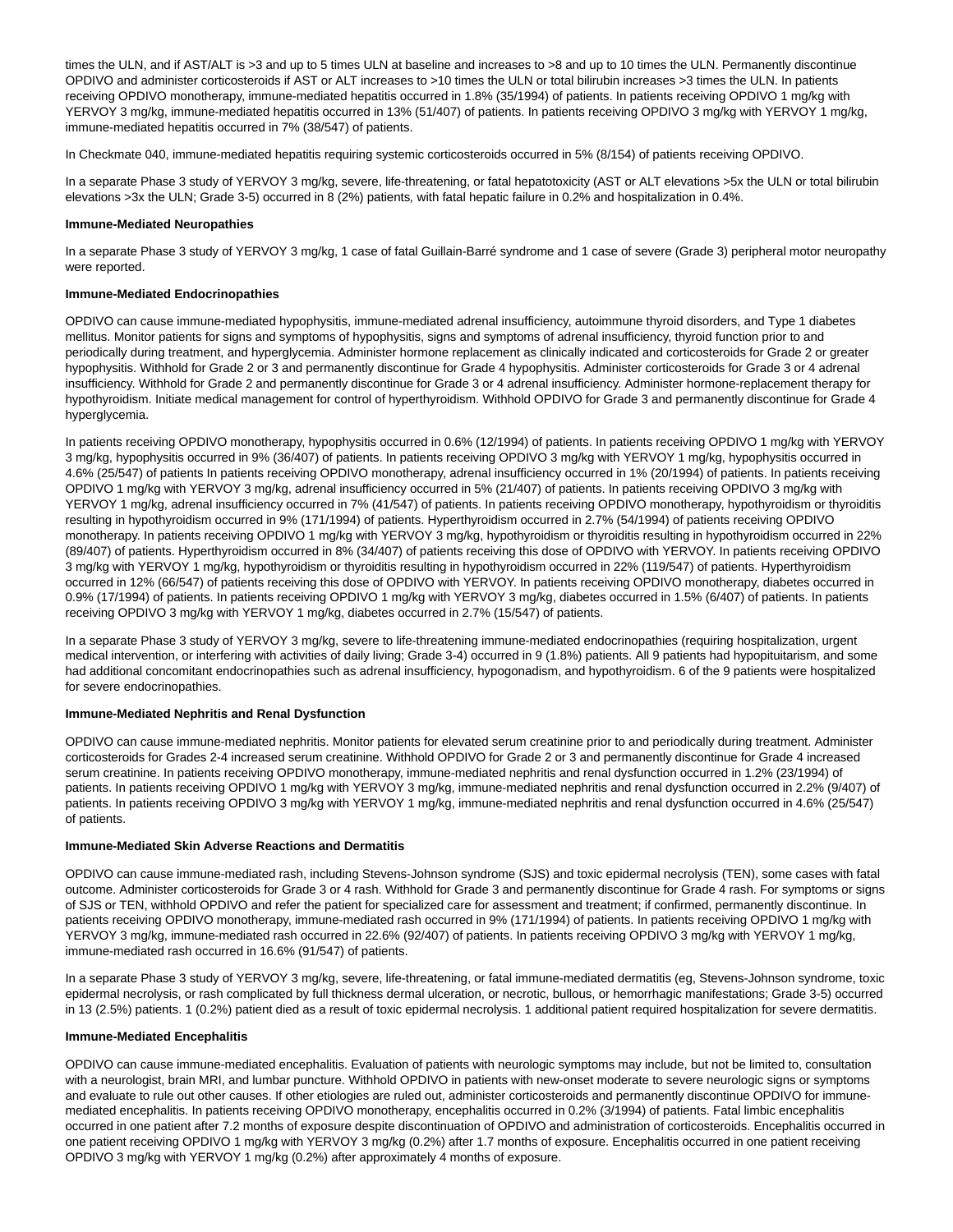times the ULN, and if AST/ALT is >3 and up to 5 times ULN at baseline and increases to >8 and up to 10 times the ULN. Permanently discontinue OPDIVO and administer corticosteroids if AST or ALT increases to >10 times the ULN or total bilirubin increases >3 times the ULN. In patients receiving OPDIVO monotherapy, immune-mediated hepatitis occurred in 1.8% (35/1994) of patients. In patients receiving OPDIVO 1 mg/kg with YERVOY 3 mg/kg, immune-mediated hepatitis occurred in 13% (51/407) of patients. In patients receiving OPDIVO 3 mg/kg with YERVOY 1 mg/kg, immune-mediated hepatitis occurred in 7% (38/547) of patients.

In Checkmate 040, immune-mediated hepatitis requiring systemic corticosteroids occurred in 5% (8/154) of patients receiving OPDIVO.

In a separate Phase 3 study of YERVOY 3 mg/kg, severe, life-threatening, or fatal hepatotoxicity (AST or ALT elevations >5x the ULN or total bilirubin elevations >3x the ULN; Grade 3-5) occurred in 8 (2%) patients, with fatal hepatic failure in 0.2% and hospitalization in 0.4%.

**Immune-Mediated Neuropathies**

In a separate Phase 3 study of YERVOY 3 mg/kg, 1 case of fatal Guillain-Barré syndrome and 1 case of severe (Grade 3) peripheral motor neuropathy were reported.

**Immune-Mediated Endocrinopathies**

OPDIVO can cause immune-mediated hypophysitis, immune-mediated adrenal insufficiency, autoimmune thyroid disorders, and Type 1 diabetes mellitus. Monitor patients for signs and symptoms of hypophysitis, signs and symptoms of adrenal insufficiency, thyroid function prior to and periodically during treatment, and hyperglycemia. Administer hormone replacement as clinically indicated and corticosteroids for Grade 2 or greater hypophysitis. Withhold for Grade 2 or 3 and permanently discontinue for Grade 4 hypophysitis. Administer corticosteroids for Grade 3 or 4 adrenal insufficiency. Withhold for Grade 2 and permanently discontinue for Grade 3 or 4 adrenal insufficiency. Administer hormone-replacement therapy for hypothyroidism. Initiate medical management for control of hyperthyroidism. Withhold OPDIVO for Grade 3 and permanently discontinue for Grade 4 hyperglycemia.

In patients receiving OPDIVO monotherapy, hypophysitis occurred in 0.6% (12/1994) of patients. In patients receiving OPDIVO 1 mg/kg with YERVOY 3 mg/kg, hypophysitis occurred in 9% (36/407) of patients. In patients receiving OPDIVO 3 mg/kg with YERVOY 1 mg/kg, hypophysitis occurred in 4.6% (25/547) of patients In patients receiving OPDIVO monotherapy, adrenal insufficiency occurred in 1% (20/1994) of patients. In patients receiving OPDIVO 1 mg/kg with YERVOY 3 mg/kg, adrenal insufficiency occurred in 5% (21/407) of patients. In patients receiving OPDIVO 3 mg/kg with YERVOY 1 mg/kg, adrenal insufficiency occurred in 7% (41/547) of patients. In patients receiving OPDIVO monotherapy, hypothyroidism or thyroiditis resulting in hypothyroidism occurred in 9% (171/1994) of patients. Hyperthyroidism occurred in 2.7% (54/1994) of patients receiving OPDIVO monotherapy. In patients receiving OPDIVO 1 mg/kg with YERVOY 3 mg/kg, hypothyroidism or thyroiditis resulting in hypothyroidism occurred in 22% (89/407) of patients. Hyperthyroidism occurred in 8% (34/407) of patients receiving this dose of OPDIVO with YERVOY. In patients receiving OPDIVO 3 mg/kg with YERVOY 1 mg/kg, hypothyroidism or thyroiditis resulting in hypothyroidism occurred in 22% (119/547) of patients. Hyperthyroidism occurred in 12% (66/547) of patients receiving this dose of OPDIVO with YERVOY. In patients receiving OPDIVO monotherapy, diabetes occurred in 0.9% (17/1994) of patients. In patients receiving OPDIVO 1 mg/kg with YERVOY 3 mg/kg, diabetes occurred in 1.5% (6/407) of patients. In patients receiving OPDIVO 3 mg/kg with YERVOY 1 mg/kg, diabetes occurred in 2.7% (15/547) of patients.

In a separate Phase 3 study of YERVOY 3 mg/kg, severe to life-threatening immune-mediated endocrinopathies (requiring hospitalization, urgent medical intervention, or interfering with activities of daily living; Grade 3-4) occurred in 9 (1.8%) patients. All 9 patients had hypopituitarism, and some had additional concomitant endocrinopathies such as adrenal insufficiency, hypogonadism, and hypothyroidism. 6 of the 9 patients were hospitalized for severe endocrinopathies.

**Immune-Mediated Nephritis and Renal Dysfunction**

OPDIVO can cause immune-mediated nephritis. Monitor patients for elevated serum creatinine prior to and periodically during treatment. Administer corticosteroids for Grades 2-4 increased serum creatinine. Withhold OPDIVO for Grade 2 or 3 and permanently discontinue for Grade 4 increased serum creatinine. In patients receiving OPDIVO monotherapy, immune-mediated nephritis and renal dysfunction occurred in 1.2% (23/1994) of patients. In patients receiving OPDIVO 1 mg/kg with YERVOY 3 mg/kg, immune-mediated nephritis and renal dysfunction occurred in 2.2% (9/407) of patients. In patients receiving OPDIVO 3 mg/kg with YERVOY 1 mg/kg, immune-mediated nephritis and renal dysfunction occurred in 4.6% (25/547) of patients.

**Immune-Mediated Skin Adverse Reactions and Dermatitis**

OPDIVO can cause immune-mediated rash, including Stevens-Johnson syndrome (SJS) and toxic epidermal necrolysis (TEN), some cases with fatal outcome. Administer corticosteroids for Grade 3 or 4 rash. Withhold for Grade 3 and permanently discontinue for Grade 4 rash. For symptoms or signs of SJS or TEN, withhold OPDIVO and refer the patient for specialized care for assessment and treatment; if confirmed, permanently discontinue. In patients receiving OPDIVO monotherapy, immune-mediated rash occurred in 9% (171/1994) of patients. In patients receiving OPDIVO 1 mg/kg with YERVOY 3 mg/kg, immune-mediated rash occurred in 22.6% (92/407) of patients. In patients receiving OPDIVO 3 mg/kg with YERVOY 1 mg/kg, immune-mediated rash occurred in 16.6% (91/547) of patients.

In a separate Phase 3 study of YERVOY 3 mg/kg, severe, life-threatening, or fatal immune-mediated dermatitis (eg, Stevens-Johnson syndrome, toxic epidermal necrolysis, or rash complicated by full thickness dermal ulceration, or necrotic, bullous, or hemorrhagic manifestations; Grade 3-5) occurred in 13 (2.5%) patients. 1 (0.2%) patient died as a result of toxic epidermal necrolysis. 1 additional patient required hospitalization for severe dermatitis.

**Immune-Mediated Encephalitis**

OPDIVO can cause immune-mediated encephalitis. Evaluation of patients with neurologic symptoms may include, but not be limited to, consultation with a neurologist, brain MRI, and lumbar puncture. Withhold OPDIVO in patients with new-onset moderate to severe neurologic signs or symptoms and evaluate to rule out other causes. If other etiologies are ruled out, administer corticosteroids and permanently discontinue OPDIVO for immune-mediated encephalitis. In patients receiving OPDIVO monotherapy, encephalitis occurred in 0.2% (3/1994) of patients. Fatal limbic encephalitis occurred in one patient after 7.2 months of exposure despite discontinuation of OPDIVO and administration of corticosteroids. Encephalitis occurred in one patient receiving OPDIVO 1 mg/kg with YERVOY 3 mg/kg (0.2%) after 1.7 months of exposure. Encephalitis occurred in one patient receiving OPDIVO 3 mg/kg with YERVOY 1 mg/kg (0.2%) after approximately 4 months of exposure.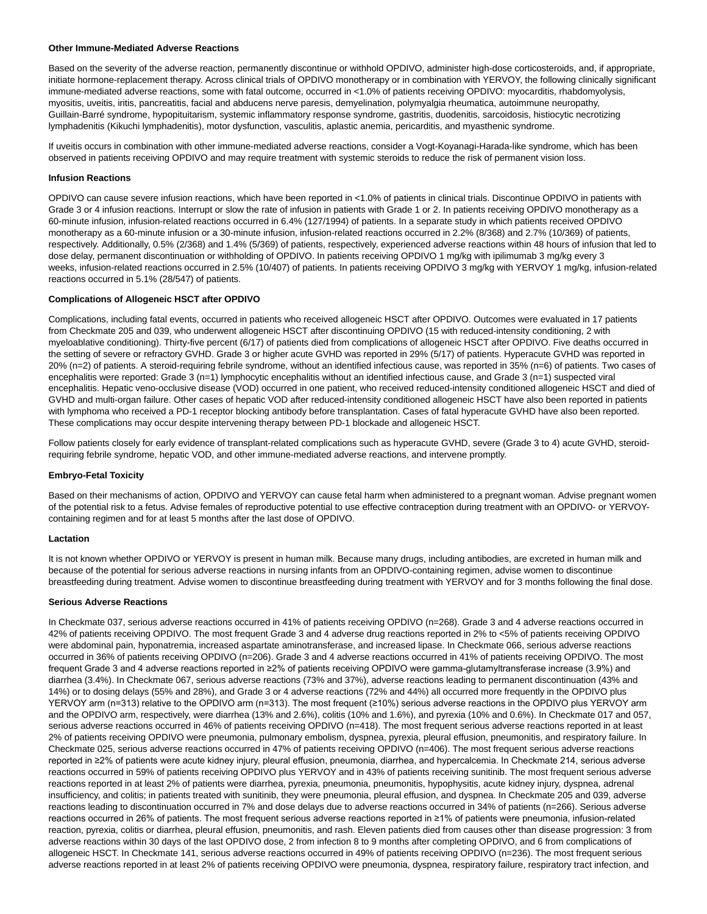**Other Immune-Mediated Adverse Reactions**

Based on the severity of the adverse reaction, permanently discontinue or withhold OPDIVO, administer high-dose corticosteroids, and, if appropriate, initiate hormone-replacement therapy. Across clinical trials of OPDIVO monotherapy or in combination with YERVOY, the following clinically significant immune-mediated adverse reactions, some with fatal outcome, occurred in <1.0% of patients receiving OPDIVO: myocarditis, rhabdomyolysis, myositis, uveitis, iritis, pancreatitis, facial and abducens nerve paresis, demyelination, polymyalgia rheumatica, autoimmune neuropathy, Guillain-Barré syndrome, hypopituitarism, systemic inflammatory response syndrome, gastritis, duodenitis, sarcoidosis, histiocytic necrotizing lymphadenitis (Kikuchi lymphadenitis), motor dysfunction, vasculitis, aplastic anemia, pericarditis, and myasthenic syndrome.

If uveitis occurs in combination with other immune-mediated adverse reactions, consider a Vogt-Koyanagi-Harada-like syndrome, which has been observed in patients receiving OPDIVO and may require treatment with systemic steroids to reduce the risk of permanent vision loss.

**Infusion Reactions**

OPDIVO can cause severe infusion reactions, which have been reported in <1.0% of patients in clinical trials. Discontinue OPDIVO in patients with Grade 3 or 4 infusion reactions. Interrupt or slow the rate of infusion in patients with Grade 1 or 2. In patients receiving OPDIVO monotherapy as a 60-minute infusion, infusion-related reactions occurred in 6.4% (127/1994) of patients. In a separate study in which patients received OPDIVO monotherapy as a 60-minute infusion or a 30-minute infusion, infusion-related reactions occurred in 2.2% (8/368) and 2.7% (10/369) of patients, respectively. Additionally, 0.5% (2/368) and 1.4% (5/369) of patients, respectively, experienced adverse reactions within 48 hours of infusion that led to dose delay, permanent discontinuation or withholding of OPDIVO. In patients receiving OPDIVO 1 mg/kg with ipilimumab 3 mg/kg every 3 weeks, infusion-related reactions occurred in 2.5% (10/407) of patients. In patients receiving OPDIVO 3 mg/kg with YERVOY 1 mg/kg, infusion-related reactions occurred in 5.1% (28/547) of patients.

**Complications of Allogeneic HSCT after OPDIVO**

Complications, including fatal events, occurred in patients who received allogeneic HSCT after OPDIVO. Outcomes were evaluated in 17 patients from Checkmate 205 and 039, who underwent allogeneic HSCT after discontinuing OPDIVO (15 with reduced-intensity conditioning, 2 with myeloablative conditioning). Thirty-five percent (6/17) of patients died from complications of allogeneic HSCT after OPDIVO. Five deaths occurred in the setting of severe or refractory GVHD. Grade 3 or higher acute GVHD was reported in 29% (5/17) of patients. Hyperacute GVHD was reported in 20% (n=2) of patients. A steroid-requiring febrile syndrome, without an identified infectious cause, was reported in 35% (n=6) of patients. Two cases of encephalitis were reported: Grade 3 (n=1) lymphocytic encephalitis without an identified infectious cause, and Grade 3 (n=1) suspected viral encephalitis. Hepatic veno-occlusive disease (VOD) occurred in one patient, who received reduced-intensity conditioned allogeneic HSCT and died of GVHD and multi-organ failure. Other cases of hepatic VOD after reduced-intensity conditioned allogeneic HSCT have also been reported in patients with lymphoma who received a PD-1 receptor blocking antibody before transplantation. Cases of fatal hyperacute GVHD have also been reported. These complications may occur despite intervening therapy between PD-1 blockade and allogeneic HSCT.

Follow patients closely for early evidence of transplant-related complications such as hyperacute GVHD, severe (Grade 3 to 4) acute GVHD, steroid-requiring febrile syndrome, hepatic VOD, and other immune-mediated adverse reactions, and intervene promptly.

**Embryo-Fetal Toxicity**

Based on their mechanisms of action, OPDIVO and YERVOY can cause fetal harm when administered to a pregnant woman. Advise pregnant women of the potential risk to a fetus. Advise females of reproductive potential to use effective contraception during treatment with an OPDIVO- or YERVOY-containing regimen and for at least 5 months after the last dose of OPDIVO.

**Lactation**

It is not known whether OPDIVO or YERVOY is present in human milk. Because many drugs, including antibodies, are excreted in human milk and because of the potential for serious adverse reactions in nursing infants from an OPDIVO-containing regimen, advise women to discontinue breastfeeding during treatment. Advise women to discontinue breastfeeding during treatment with YERVOY and for 3 months following the final dose.

**Serious Adverse Reactions**

In Checkmate 037, serious adverse reactions occurred in 41% of patients receiving OPDIVO (n=268). Grade 3 and 4 adverse reactions occurred in 42% of patients receiving OPDIVO. The most frequent Grade 3 and 4 adverse drug reactions reported in 2% to <5% of patients receiving OPDIVO were abdominal pain, hyponatremia, increased aspartate aminotransferase, and increased lipase. In Checkmate 066, serious adverse reactions occurred in 36% of patients receiving OPDIVO (n=206). Grade 3 and 4 adverse reactions occurred in 41% of patients receiving OPDIVO. The most frequent Grade 3 and 4 adverse reactions reported in ≥2% of patients receiving OPDIVO were gamma-glutamyltransferase increase (3.9%) and diarrhea (3.4%). In Checkmate 067, serious adverse reactions (73% and 37%), adverse reactions leading to permanent discontinuation (43% and 14%) or to dosing delays (55% and 28%), and Grade 3 or 4 adverse reactions (72% and 44%) all occurred more frequently in the OPDIVO plus YERVOY arm (n=313) relative to the OPDIVO arm (n=313). The most frequent (≥10%) serious adverse reactions in the OPDIVO plus YERVOY arm and the OPDIVO arm, respectively, were diarrhea (13% and 2.6%), colitis (10% and 1.6%), and pyrexia (10% and 0.6%). In Checkmate 017 and 057, serious adverse reactions occurred in 46% of patients receiving OPDIVO (n=418). The most frequent serious adverse reactions reported in at least 2% of patients receiving OPDIVO were pneumonia, pulmonary embolism, dyspnea, pyrexia, pleural effusion, pneumonitis, and respiratory failure. In Checkmate 025, serious adverse reactions occurred in 47% of patients receiving OPDIVO (n=406). The most frequent serious adverse reactions reported in ≥2% of patients were acute kidney injury, pleural effusion, pneumonia, diarrhea, and hypercalcemia. In Checkmate 214, serious adverse reactions occurred in 59% of patients receiving OPDIVO plus YERVOY and in 43% of patients receiving sunitinib. The most frequent serious adverse reactions reported in at least 2% of patients were diarrhea, pyrexia, pneumonia, pneumonitis, hypophysitis, acute kidney injury, dyspnea, adrenal insufficiency, and colitis; in patients treated with sunitinib, they were pneumonia, pleural effusion, and dyspnea. In Checkmate 205 and 039, adverse reactions leading to discontinuation occurred in 7% and dose delays due to adverse reactions occurred in 34% of patients (n=266). Serious adverse reactions occurred in 26% of patients. The most frequent serious adverse reactions reported in ≥1% of patients were pneumonia, infusion-related reaction, pyrexia, colitis or diarrhea, pleural effusion, pneumonitis, and rash. Eleven patients died from causes other than disease progression: 3 from adverse reactions within 30 days of the last OPDIVO dose, 2 from infection 8 to 9 months after completing OPDIVO, and 6 from complications of allogeneic HSCT. In Checkmate 141, serious adverse reactions occurred in 49% of patients receiving OPDIVO (n=236). The most frequent serious adverse reactions reported in at least 2% of patients receiving OPDIVO were pneumonia, dyspnea, respiratory failure, respiratory tract infection, and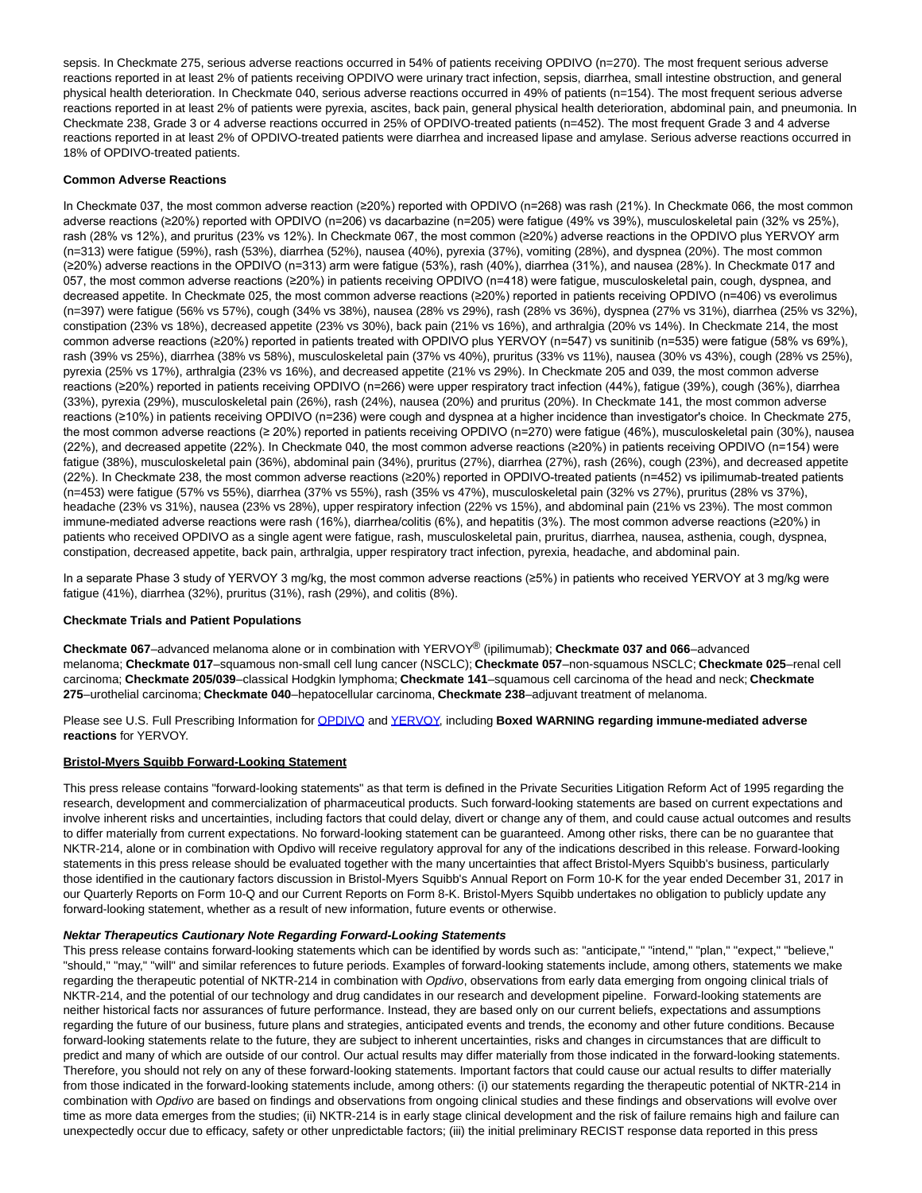sepsis. In Checkmate 275, serious adverse reactions occurred in 54% of patients receiving OPDIVO (n=270). The most frequent serious adverse reactions reported in at least 2% of patients receiving OPDIVO were urinary tract infection, sepsis, diarrhea, small intestine obstruction, and general physical health deterioration. In Checkmate 040, serious adverse reactions occurred in 49% of patients (n=154). The most frequent serious adverse reactions reported in at least 2% of patients were pyrexia, ascites, back pain, general physical health deterioration, abdominal pain, and pneumonia. In Checkmate 238, Grade 3 or 4 adverse reactions occurred in 25% of OPDIVO-treated patients (n=452). The most frequent Grade 3 and 4 adverse reactions reported in at least 2% of OPDIVO-treated patients were diarrhea and increased lipase and amylase. Serious adverse reactions occurred in 18% of OPDIVO-treated patients.

**Common Adverse Reactions**

In Checkmate 037, the most common adverse reaction (≥20%) reported with OPDIVO (n=268) was rash (21%). In Checkmate 066, the most common adverse reactions (≥20%) reported with OPDIVO (n=206) vs dacarbazine (n=205) were fatigue (49% vs 39%), musculoskeletal pain (32% vs 25%), rash (28% vs 12%), and pruritus (23% vs 12%). In Checkmate 067, the most common (≥20%) adverse reactions in the OPDIVO plus YERVOY arm (n=313) were fatigue (59%), rash (53%), diarrhea (52%), nausea (40%), pyrexia (37%), vomiting (28%), and dyspnea (20%). The most common (≥20%) adverse reactions in the OPDIVO (n=313) arm were fatigue (53%), rash (40%), diarrhea (31%), and nausea (28%). In Checkmate 017 and 057, the most common adverse reactions (≥20%) in patients receiving OPDIVO (n=418) were fatigue, musculoskeletal pain, cough, dyspnea, and decreased appetite. In Checkmate 025, the most common adverse reactions (≥20%) reported in patients receiving OPDIVO (n=406) vs everolimus (n=397) were fatigue (56% vs 57%), cough (34% vs 38%), nausea (28% vs 29%), rash (28% vs 36%), dyspnea (27% vs 31%), diarrhea (25% vs 32%), constipation (23% vs 18%), decreased appetite (23% vs 30%), back pain (21% vs 16%), and arthralgia (20% vs 14%). In Checkmate 214, the most common adverse reactions (≥20%) reported in patients treated with OPDIVO plus YERVOY (n=547) vs sunitinib (n=535) were fatigue (58% vs 69%), rash (39% vs 25%), diarrhea (38% vs 58%), musculoskeletal pain (37% vs 40%), pruritus (33% vs 11%), nausea (30% vs 43%), cough (28% vs 25%), pyrexia (25% vs 17%), arthralgia (23% vs 16%), and decreased appetite (21% vs 29%). In Checkmate 205 and 039, the most common adverse reactions (≥20%) reported in patients receiving OPDIVO (n=266) were upper respiratory tract infection (44%), fatigue (39%), cough (36%), diarrhea (33%), pyrexia (29%), musculoskeletal pain (26%), rash (24%), nausea (20%) and pruritus (20%). In Checkmate 141, the most common adverse reactions (≥10%) in patients receiving OPDIVO (n=236) were cough and dyspnea at a higher incidence than investigator's choice. In Checkmate 275, the most common adverse reactions (≥ 20%) reported in patients receiving OPDIVO (n=270) were fatigue (46%), musculoskeletal pain (30%), nausea (22%), and decreased appetite (22%). In Checkmate 040, the most common adverse reactions (≥20%) in patients receiving OPDIVO (n=154) were fatigue (38%), musculoskeletal pain (36%), abdominal pain (34%), pruritus (27%), diarrhea (27%), rash (26%), cough (23%), and decreased appetite (22%). In Checkmate 238, the most common adverse reactions (≥20%) reported in OPDIVO-treated patients (n=452) vs ipilimumab-treated patients (n=453) were fatigue (57% vs 55%), diarrhea (37% vs 55%), rash (35% vs 47%), musculoskeletal pain (32% vs 27%), pruritus (28% vs 37%), headache (23% vs 31%), nausea (23% vs 28%), upper respiratory infection (22% vs 15%), and abdominal pain (21% vs 23%). The most common immune-mediated adverse reactions were rash (16%), diarrhea/colitis (6%), and hepatitis (3%). The most common adverse reactions (≥20%) in patients who received OPDIVO as a single agent were fatigue, rash, musculoskeletal pain, pruritus, diarrhea, nausea, asthenia, cough, dyspnea, constipation, decreased appetite, back pain, arthralgia, upper respiratory tract infection, pyrexia, headache, and abdominal pain.

In a separate Phase 3 study of YERVOY 3 mg/kg, the most common adverse reactions (≥5%) in patients who received YERVOY at 3 mg/kg were fatigue (41%), diarrhea (32%), pruritus (31%), rash (29%), and colitis (8%).

**Checkmate Trials and Patient Populations**

**Checkmate 067**–advanced melanoma alone or in combination with YERVOY® (ipilimumab); **Checkmate 037 and 066**–advanced melanoma; **Checkmate 017**–squamous non-small cell lung cancer (NSCLC); **Checkmate 057**–non-squamous NSCLC; **Checkmate 025**–renal cell carcinoma; **Checkmate 205/039**–classical Hodgkin lymphoma; **Checkmate 141**–squamous cell carcinoma of the head and neck; **Checkmate 275**–urothelial carcinoma; **Checkmate 040**–hepatocellular carcinoma, **Checkmate 238**–adjuvant treatment of melanoma.

Please see U.S. Full Prescribing Information for OPDIVO and YERVOY, including **Boxed WARNING regarding immune-mediated adverse reactions** for YERVOY.

**Bristol-Myers Squibb Forward-Looking Statement**

This press release contains "forward-looking statements" as that term is defined in the Private Securities Litigation Reform Act of 1995 regarding the research, development and commercialization of pharmaceutical products. Such forward-looking statements are based on current expectations and involve inherent risks and uncertainties, including factors that could delay, divert or change any of them, and could cause actual outcomes and results to differ materially from current expectations. No forward-looking statement can be guaranteed. Among other risks, there can be no guarantee that NKTR-214, alone or in combination with Opdivo will receive regulatory approval for any of the indications described in this release. Forward-looking statements in this press release should be evaluated together with the many uncertainties that affect Bristol-Myers Squibb's business, particularly those identified in the cautionary factors discussion in Bristol-Myers Squibb's Annual Report on Form 10-K for the year ended December 31, 2017 in our Quarterly Reports on Form 10-Q and our Current Reports on Form 8-K. Bristol-Myers Squibb undertakes no obligation to publicly update any forward-looking statement, whether as a result of new information, future events or otherwise.

***Nektar Therapeutics Cautionary Note Regarding Forward-Looking Statements***

This press release contains forward-looking statements which can be identified by words such as: "anticipate," "intend," "plan," "expect," "believe," "should," "may," "will" and similar references to future periods. Examples of forward-looking statements include, among others, statements we make regarding the therapeutic potential of NKTR-214 in combination with *Opdivo*, observations from early data emerging from ongoing clinical trials of NKTR-214, and the potential of our technology and drug candidates in our research and development pipeline. Forward-looking statements are neither historical facts nor assurances of future performance. Instead, they are based only on our current beliefs, expectations and assumptions regarding the future of our business, future plans and strategies, anticipated events and trends, the economy and other future conditions. Because forward-looking statements relate to the future, they are subject to inherent uncertainties, risks and changes in circumstances that are difficult to predict and many of which are outside of our control. Our actual results may differ materially from those indicated in the forward-looking statements. Therefore, you should not rely on any of these forward-looking statements. Important factors that could cause our actual results to differ materially from those indicated in the forward-looking statements include, among others: (i) our statements regarding the therapeutic potential of NKTR-214 in combination with *Opdivo* are based on findings and observations from ongoing clinical studies and these findings and observations will evolve over time as more data emerges from the studies; (ii) NKTR-214 is in early stage clinical development and the risk of failure remains high and failure can unexpectedly occur due to efficacy, safety or other unpredictable factors; (iii) the initial preliminary RECIST response data reported in this press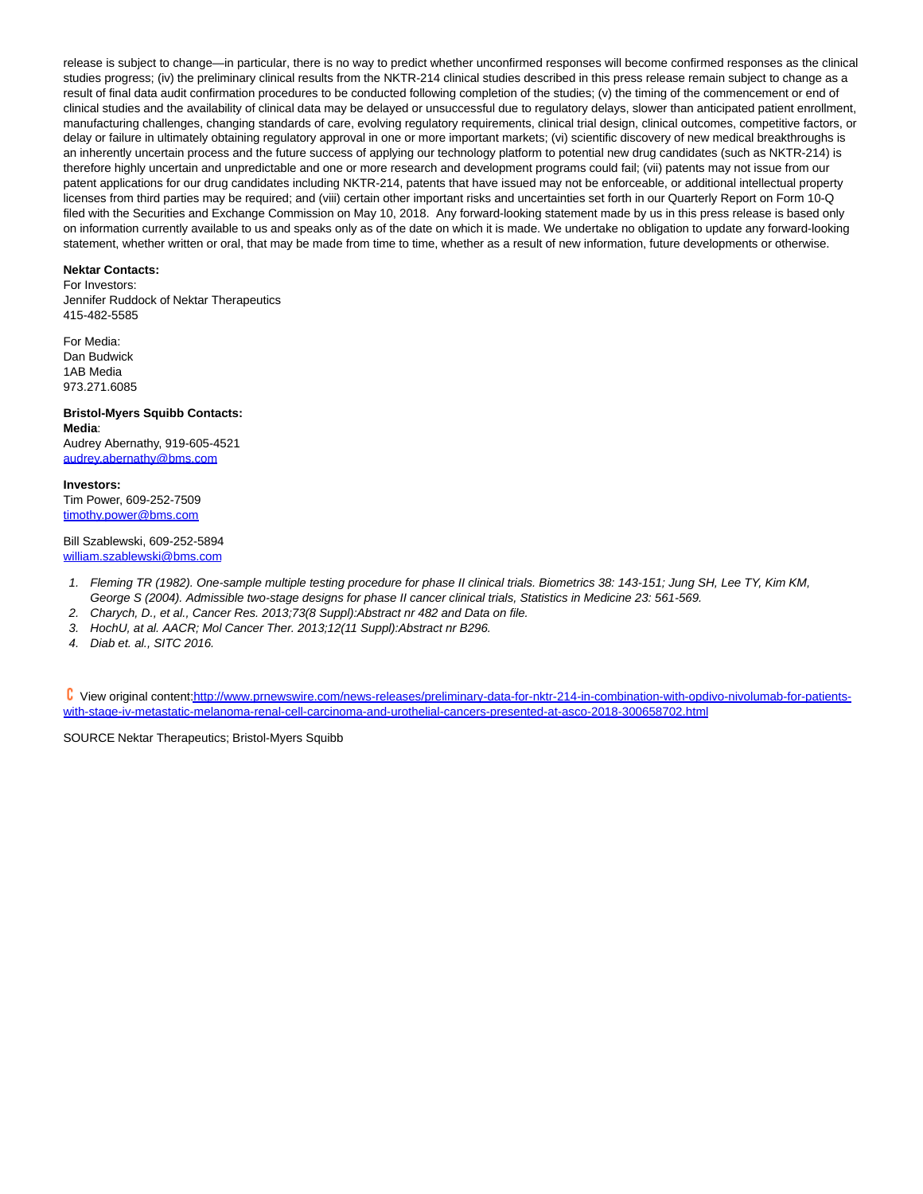release is subject to change—in particular, there is no way to predict whether unconfirmed responses will become confirmed responses as the clinical studies progress; (iv) the preliminary clinical results from the NKTR-214 clinical studies described in this press release remain subject to change as a result of final data audit confirmation procedures to be conducted following completion of the studies; (v) the timing of the commencement or end of clinical studies and the availability of clinical data may be delayed or unsuccessful due to regulatory delays, slower than anticipated patient enrollment, manufacturing challenges, changing standards of care, evolving regulatory requirements, clinical trial design, clinical outcomes, competitive factors, or delay or failure in ultimately obtaining regulatory approval in one or more important markets; (vi) scientific discovery of new medical breakthroughs is an inherently uncertain process and the future success of applying our technology platform to potential new drug candidates (such as NKTR-214) is therefore highly uncertain and unpredictable and one or more research and development programs could fail; (vii) patents may not issue from our patent applications for our drug candidates including NKTR-214, patents that have issued may not be enforceable, or additional intellectual property licenses from third parties may be required; and (viii) certain other important risks and uncertainties set forth in our Quarterly Report on Form 10-Q filed with the Securities and Exchange Commission on May 10, 2018. Any forward-looking statement made by us in this press release is based only on information currently available to us and speaks only as of the date on which it is made. We undertake no obligation to update any forward-looking statement, whether written or oral, that may be made from time to time, whether as a result of new information, future developments or otherwise.

**Nektar Contacts:**
For Investors:
Jennifer Ruddock of Nektar Therapeutics
415-482-5585

For Media:
Dan Budwick
1AB Media
973.271.6085

**Bristol-Myers Squibb Contacts:**
**Media**:
Audrey Abernathy, 919-605-4521
audrey.abernathy@bms.com

**Investors:**
Tim Power, 609-252-7509
timothy.power@bms.com

Bill Szablewski, 609-252-5894
william.szablewski@bms.com

1. *Fleming TR (1982). One-sample multiple testing procedure for phase II clinical trials. Biometrics 38: 143-151; Jung SH, Lee TY, Kim KM, George S (2004). Admissible two-stage designs for phase II cancer clinical trials, Statistics in Medicine 23: 561-569.*
2. *Charych, D., et al., Cancer Res. 2013;73(8 Suppl):Abstract nr 482 and Data on file.*
3. *HochU, at al. AACR; Mol Cancer Ther. 2013;12(11 Suppl):Abstract nr B296.*
4. *Diab et. al., SITC 2016.*

View original content:http://www.prnewswire.com/news-releases/preliminary-data-for-nktr-214-in-combination-with-opdivo-nivolumab-for-patients-with-stage-iv-metastatic-melanoma-renal-cell-carcinoma-and-urothelial-cancers-presented-at-asco-2018-300658702.html

SOURCE Nektar Therapeutics; Bristol-Myers Squibb